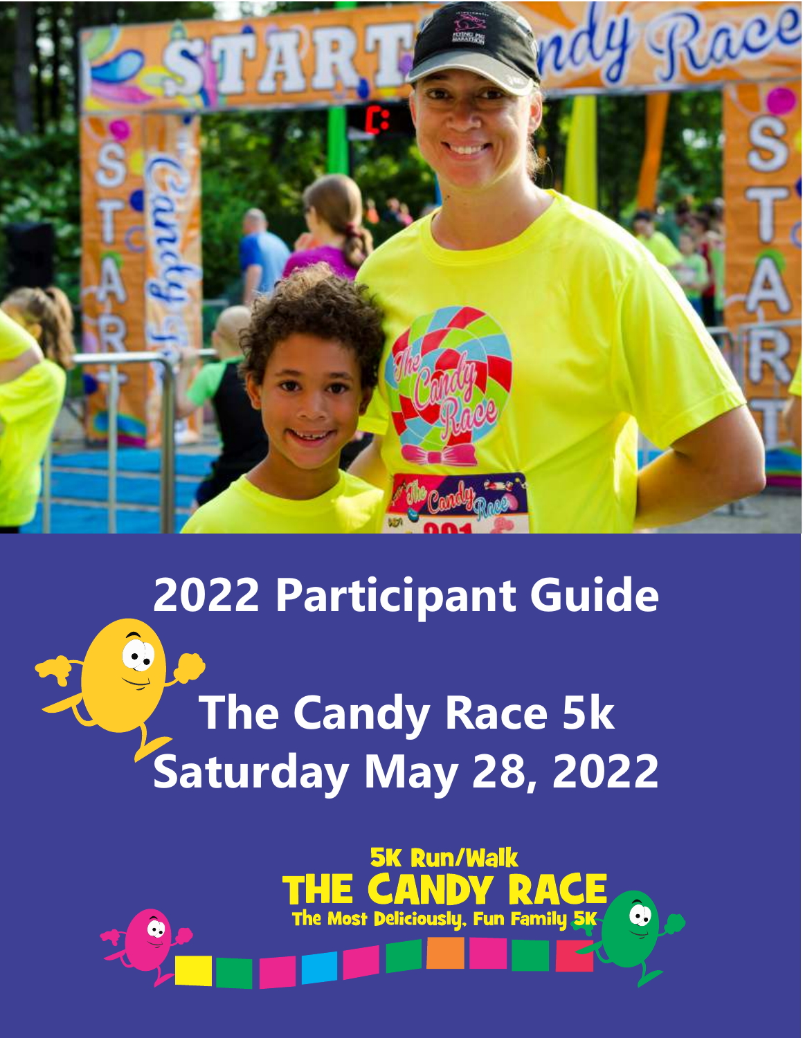# 2022 Participant Guide

# The Candy Race 5k
# Saturday May 28, 2022

5K Run/Walk

THE CANDY RACE

The Most Deliciously, Fun Family 5K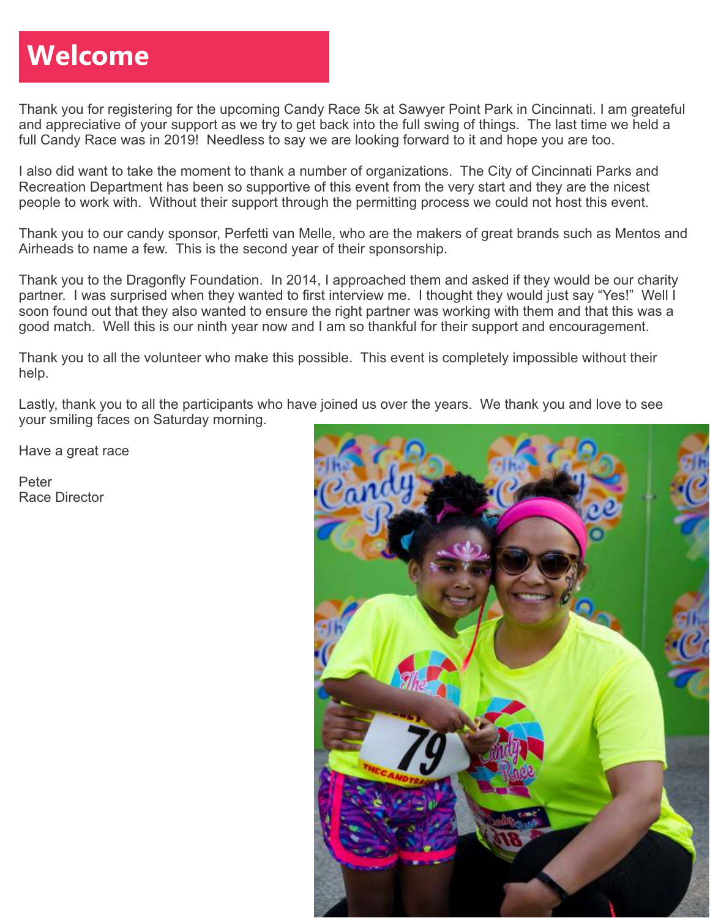# Welcome

Thank you for registering for the upcoming Candy Race 5k at Sawyer Point Park in Cincinnati. I am greatful and appreciative of your support as we try to get back into the full swing of things. The last time we held a full Candy Race was in 2019! Needless to say we are looking forward to it and hope you are too.

I also did want to take the moment to thank a number of organizations. The City of Cincinnati Parks and Recreation Department has been so supportive of this event from the very start and they are the nicest people to work with. Without their support through the permitting process we could not host this event.

Thank you to our candy sponsor, Perfetti van Melle, who are the makers of great brands such as Mentos and Airheads to name a few. This is the second year of their sponsorship.

Thank you to the Dragonfly Foundation. In 2014, I approached them and asked if they would be our charity partner. I was surprised when they wanted to first interview me. I thought they would just say "Yes!" Well I soon found out that they also wanted to ensure the right partner was working with them and that this was a good match. Well this is our ninth year now and I am so thankful for their support and encouragement.

Thank you to all the volunteer who make this possible. This event is completely impossible without their help.

Lastly, thank you to all the participants who have joined us over the years. We thank you and love to see your smiling faces on Saturday morning.

Have a great race

Peter
Race Director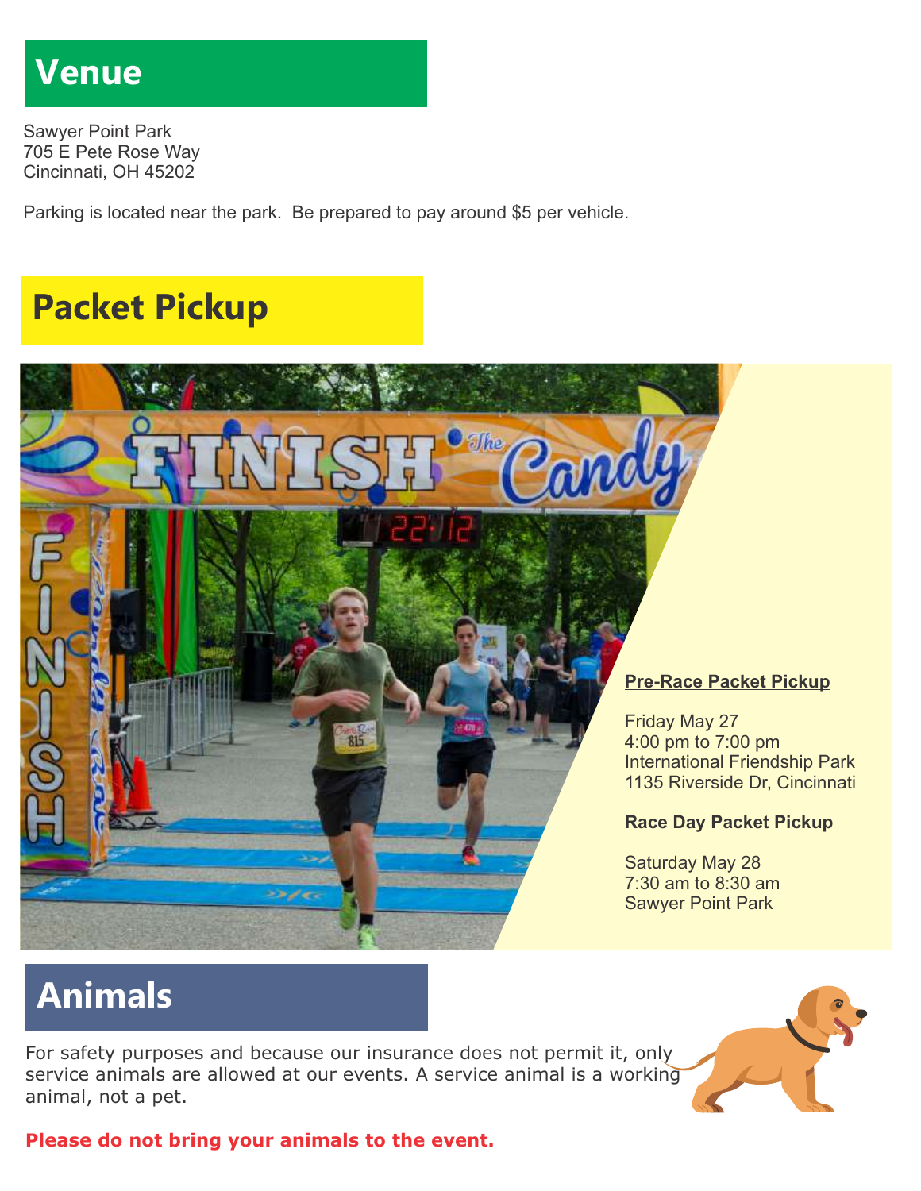## Venue

Sawyer Point Park
705 E Pete Rose Way
Cincinnati, OH 45202

Parking is located near the park. Be prepared to pay around $5 per vehicle.

## Packet Pickup

**Pre-Race Packet Pickup**

Friday May 27
4:00 pm to 7:00 pm
International Friendship Park
1135 Riverside Dr, Cincinnati

**Race Day Packet Pickup**

Saturday May 28
7:30 am to 8:30 am
Sawyer Point Park

## Animals

For safety purposes and because our insurance does not permit it, only service animals are allowed at our events. A service animal is a working animal, not a pet.

**Please do not bring your animals to the event.**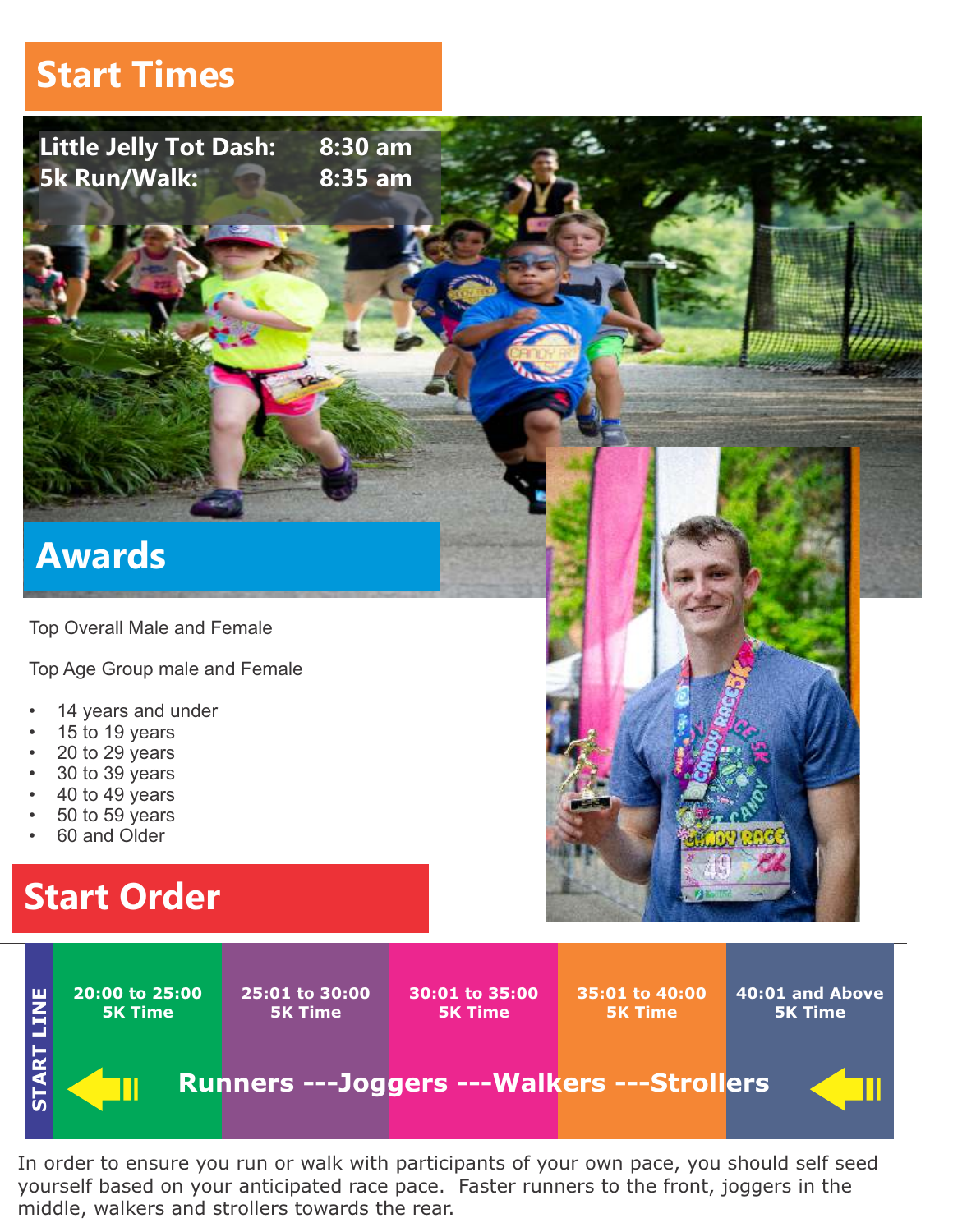## Start Times

| | |
|---|---|
| Little Jelly Tot Dash: | 8:30 am |
| 5k Run/Walk: | 8:35 am |

## Awards

Top Overall Male and Female

Top Age Group male and Female

- 14 years and under
- 15 to 19 years
- 20 to 29 years
- 30 to 39 years
- 40 to 49 years
- 50 to 59 years
- 60 and Older

## Start Order

| START LINE | 20:00 to 25:00 5K Time | 25:01 to 30:00 5K Time | 30:01 to 35:00 5K Time | 35:01 to 40:00 5K Time | 40:01 and Above 5K Time |
|---|---|---|---|---|---|

**Runners ---Joggers ---Walkers ---Strollers**

In order to ensure you run or walk with participants of your own pace, you should self seed yourself based on your anticipated race pace. Faster runners to the front, joggers in the middle, walkers and strollers towards the rear.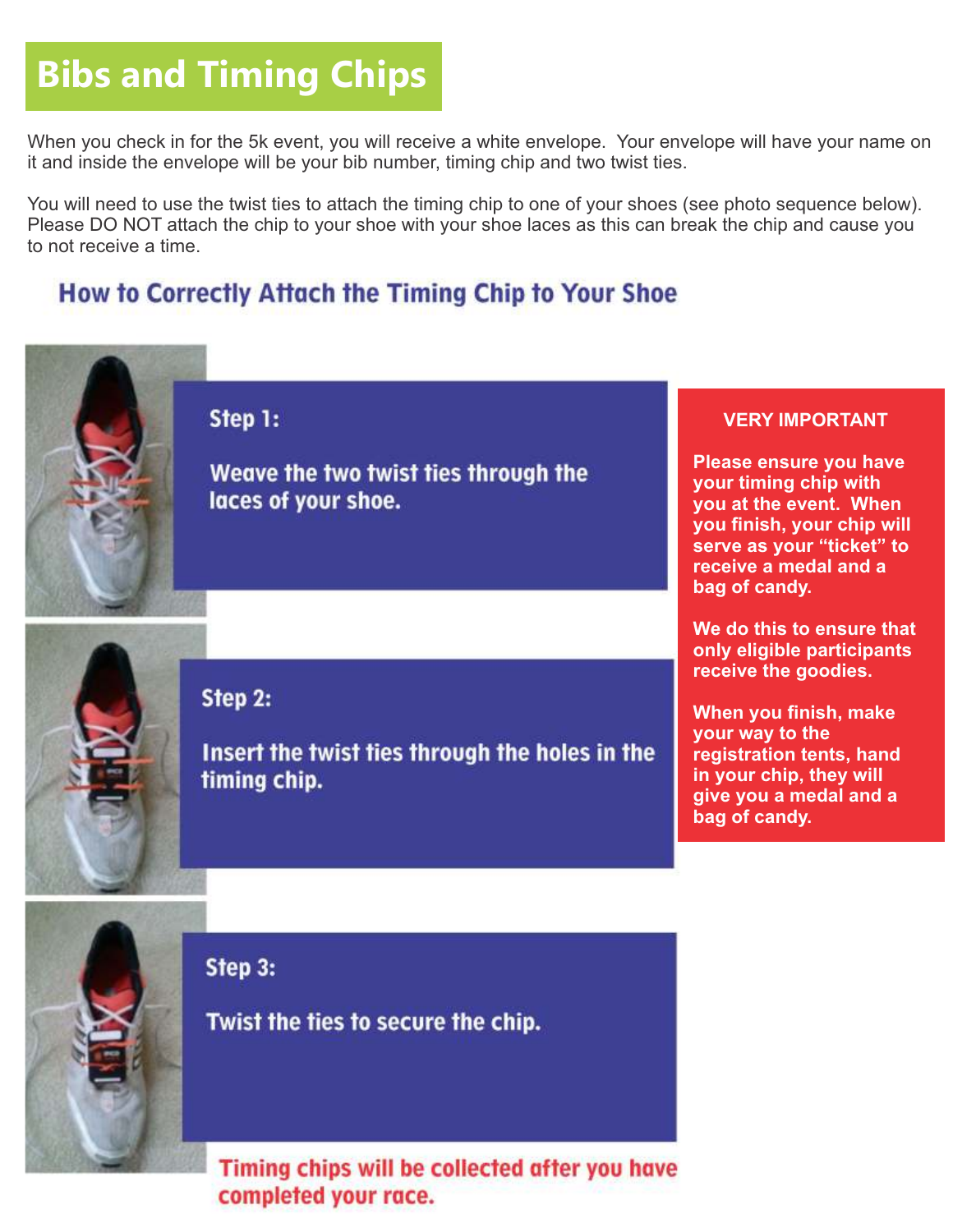# Bibs and Timing Chips

When you check in for the 5k event, you will receive a white envelope. Your envelope will have your name on it and inside the envelope will be your bib number, timing chip and two twist ties.

You will need to use the twist ties to attach the timing chip to one of your shoes (see photo sequence below). Please DO NOT attach the chip to your shoe with your shoe laces as this can break the chip and cause you to not receive a time.

## How to Correctly Attach the Timing Chip to Your Shoe

**Step 1:**

Weave the two twist ties through the laces of your shoe.

**Step 2:**

Insert the twist ties through the holes in the timing chip.

**Step 3:**

Twist the ties to secure the chip.

**Timing chips will be collected after you have completed your race.**

**VERY IMPORTANT**

**Please ensure you have your timing chip with you at the event. When you finish, your chip will serve as your "ticket" to receive a medal and a bag of candy.**

**We do this to ensure that only eligible participants receive the goodies.**

**When you finish, make your way to the registration tents, hand in your chip, they will give you a medal and a bag of candy.**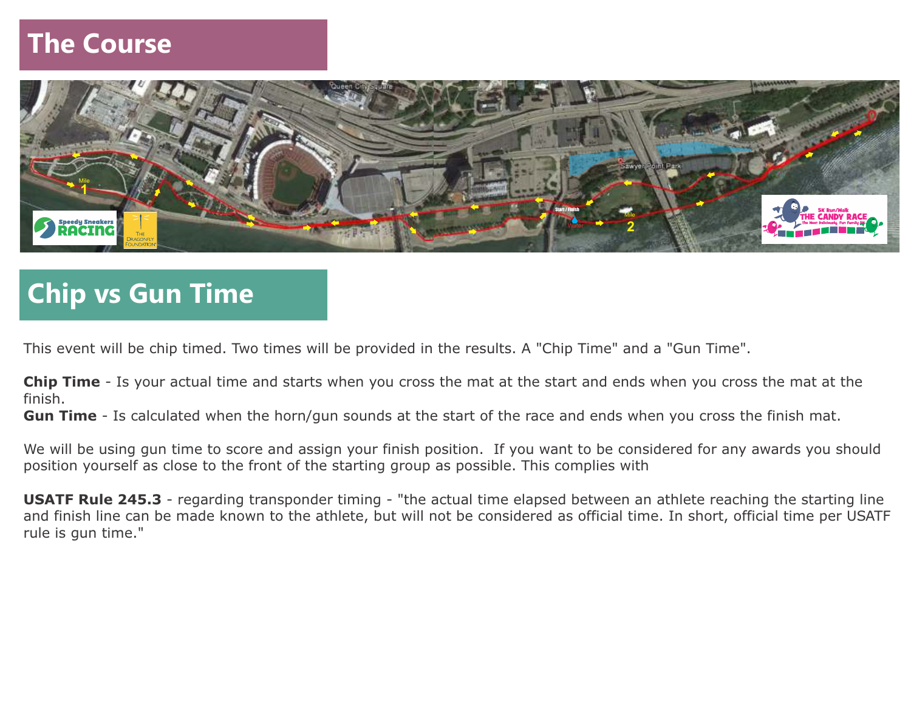## The Course

## Chip vs Gun Time

This event will be chip timed. Two times will be provided in the results. A "Chip Time" and a "Gun Time".

**Chip Time** - Is your actual time and starts when you cross the mat at the start and ends when you cross the mat at the finish.
**Gun Time** - Is calculated when the horn/gun sounds at the start of the race and ends when you cross the finish mat.

We will be using gun time to score and assign your finish position. If you want to be considered for any awards you should position yourself as close to the front of the starting group as possible. This complies with

**USATF Rule 245.3** - regarding transponder timing - "the actual time elapsed between an athlete reaching the starting line and finish line can be made known to the athlete, but will not be considered as official time. In short, official time per USATF rule is gun time."